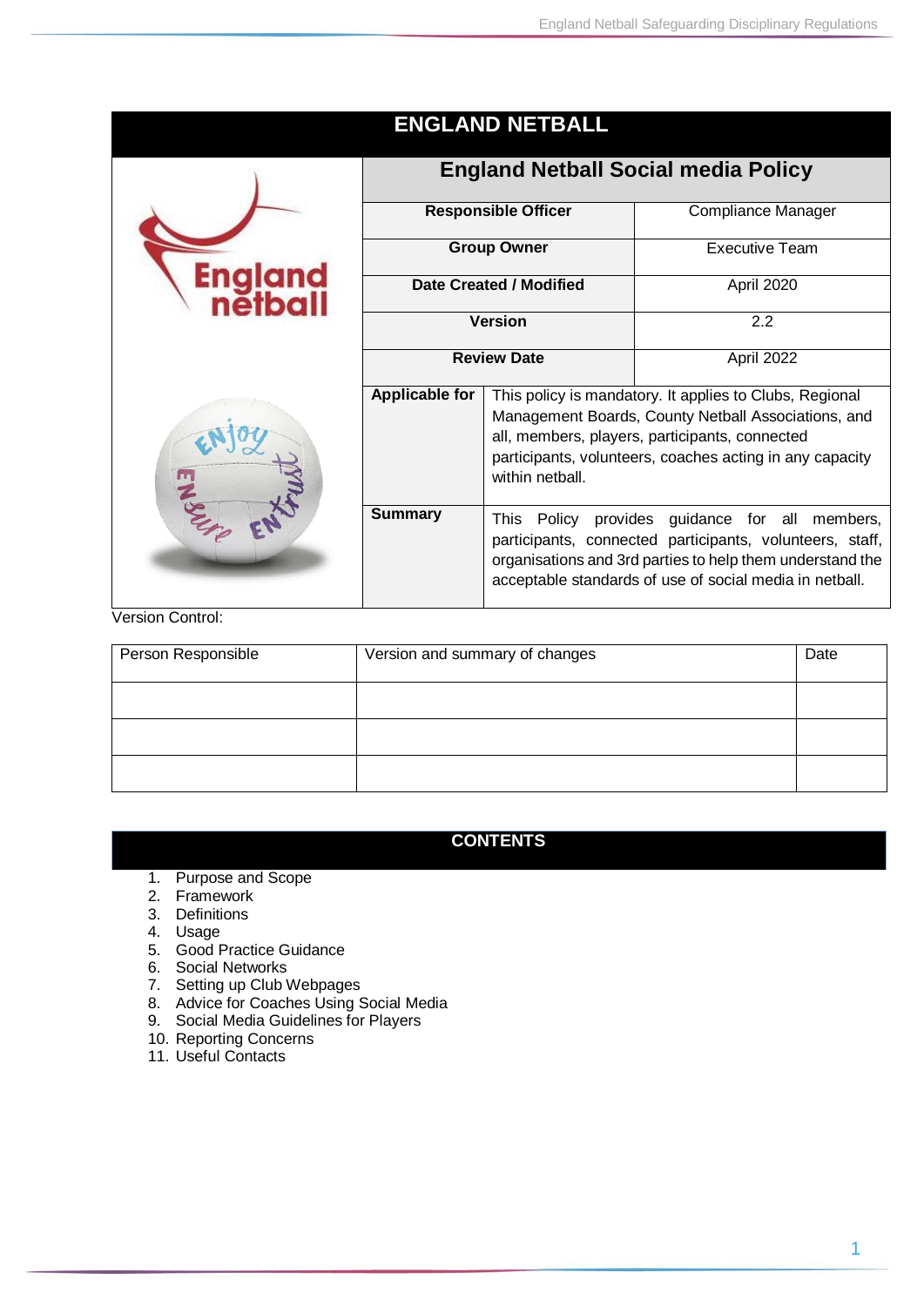# ENGLAND NETBALL

## England Netball Social media Policy

| | |
|---|---|
| **Responsible Officer** | Compliance Manager |
| **Group Owner** | Executive Team |
| **Date Created / Modified** | April 2020 |
| **Version** | 2.2 |
| **Review Date** | April 2022 |
| **Applicable for** | This policy is mandatory. It applies to Clubs, Regional Management Boards, County Netball Associations, and all, members, players, participants, connected participants, volunteers, coaches acting in any capacity within netball. |
| **Summary** | This Policy provides guidance for all members, participants, connected participants, volunteers, staff, organisations and 3rd parties to help them understand the acceptable standards of use of social media in netball. |

Version Control:

| Person Responsible | Version and summary of changes | Date |
|---|---|---|
| | | |
| | | |
| | | |

## CONTENTS

1. Purpose and Scope
2. Framework
3. Definitions
4. Usage
5. Good Practice Guidance
6. Social Networks
7. Setting up Club Webpages
8. Advice for Coaches Using Social Media
9. Social Media Guidelines for Players
10. Reporting Concerns
11. Useful Contacts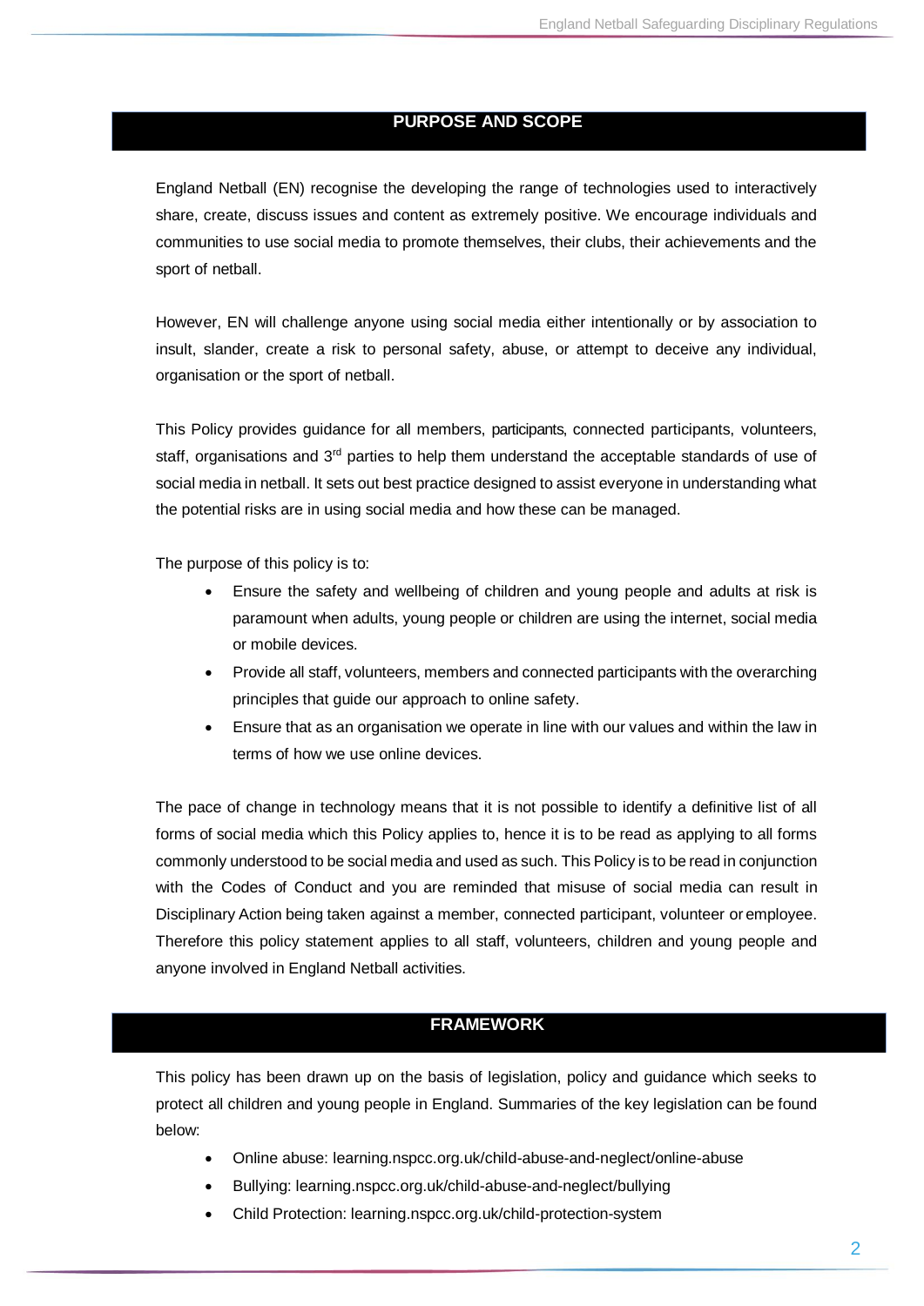## PURPOSE AND SCOPE

England Netball (EN) recognise the developing the range of technologies used to interactively share, create, discuss issues and content as extremely positive. We encourage individuals and communities to use social media to promote themselves, their clubs, their achievements and the sport of netball.

However, EN will challenge anyone using social media either intentionally or by association to insult, slander, create a risk to personal safety, abuse, or attempt to deceive any individual, organisation or the sport of netball.

This Policy provides guidance for all members, participants, connected participants, volunteers, staff, organisations and 3rd parties to help them understand the acceptable standards of use of social media in netball. It sets out best practice designed to assist everyone in understanding what the potential risks are in using social media and how these can be managed.

The purpose of this policy is to:

- Ensure the safety and wellbeing of children and young people and adults at risk is paramount when adults, young people or children are using the internet, social media or mobile devices.
- Provide all staff, volunteers, members and connected participants with the overarching principles that guide our approach to online safety.
- Ensure that as an organisation we operate in line with our values and within the law in terms of how we use online devices.

The pace of change in technology means that it is not possible to identify a definitive list of all forms of social media which this Policy applies to, hence it is to be read as applying to all forms commonly understood to be social media and used as such. This Policy is to be read in conjunction with the Codes of Conduct and you are reminded that misuse of social media can result in Disciplinary Action being taken against a member, connected participant, volunteer or employee. Therefore this policy statement applies to all staff, volunteers, children and young people and anyone involved in England Netball activities.

## FRAMEWORK

This policy has been drawn up on the basis of legislation, policy and guidance which seeks to protect all children and young people in England. Summaries of the key legislation can be found below:

- Online abuse: learning.nspcc.org.uk/child-abuse-and-neglect/online-abuse
- Bullying: learning.nspcc.org.uk/child-abuse-and-neglect/bullying
- Child Protection: learning.nspcc.org.uk/child-protection-system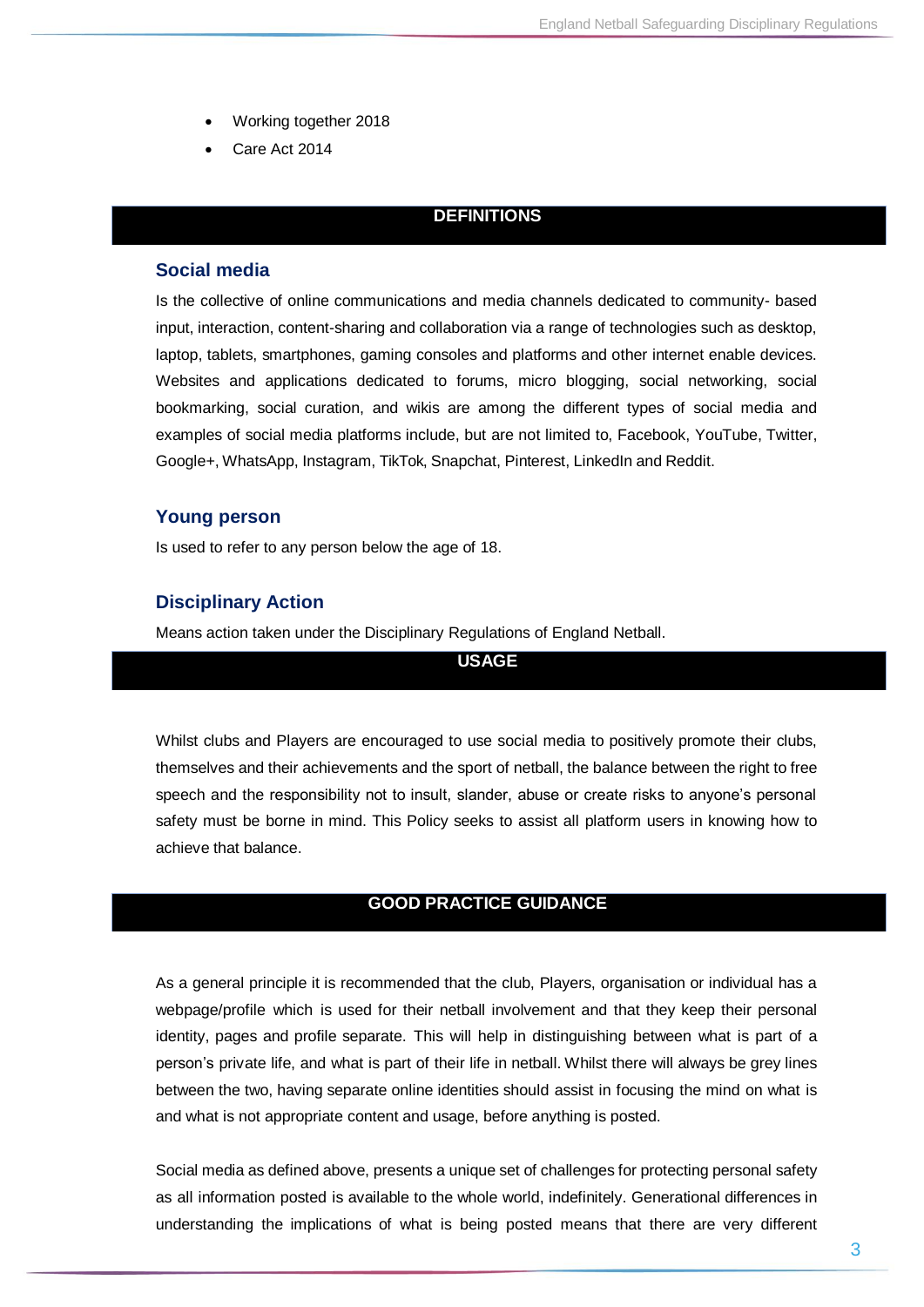- Working together 2018
- Care Act 2014

## DEFINITIONS

### Social media

Is the collective of online communications and media channels dedicated to community- based input, interaction, content-sharing and collaboration via a range of technologies such as desktop, laptop, tablets, smartphones, gaming consoles and platforms and other internet enable devices. Websites and applications dedicated to forums, micro blogging, social networking, social bookmarking, social curation, and wikis are among the different types of social media and examples of social media platforms include, but are not limited to, Facebook, YouTube, Twitter, Google+, WhatsApp, Instagram, TikTok, Snapchat, Pinterest, LinkedIn and Reddit.

### Young person

Is used to refer to any person below the age of 18.

### Disciplinary Action

Means action taken under the Disciplinary Regulations of England Netball.

## USAGE

Whilst clubs and Players are encouraged to use social media to positively promote their clubs, themselves and their achievements and the sport of netball, the balance between the right to free speech and the responsibility not to insult, slander, abuse or create risks to anyone's personal safety must be borne in mind. This Policy seeks to assist all platform users in knowing how to achieve that balance.

## GOOD PRACTICE GUIDANCE

As a general principle it is recommended that the club, Players, organisation or individual has a webpage/profile which is used for their netball involvement and that they keep their personal identity, pages and profile separate. This will help in distinguishing between what is part of a person's private life, and what is part of their life in netball. Whilst there will always be grey lines between the two, having separate online identities should assist in focusing the mind on what is and what is not appropriate content and usage, before anything is posted.

Social media as defined above, presents a unique set of challenges for protecting personal safety as all information posted is available to the whole world, indefinitely. Generational differences in understanding the implications of what is being posted means that there are very different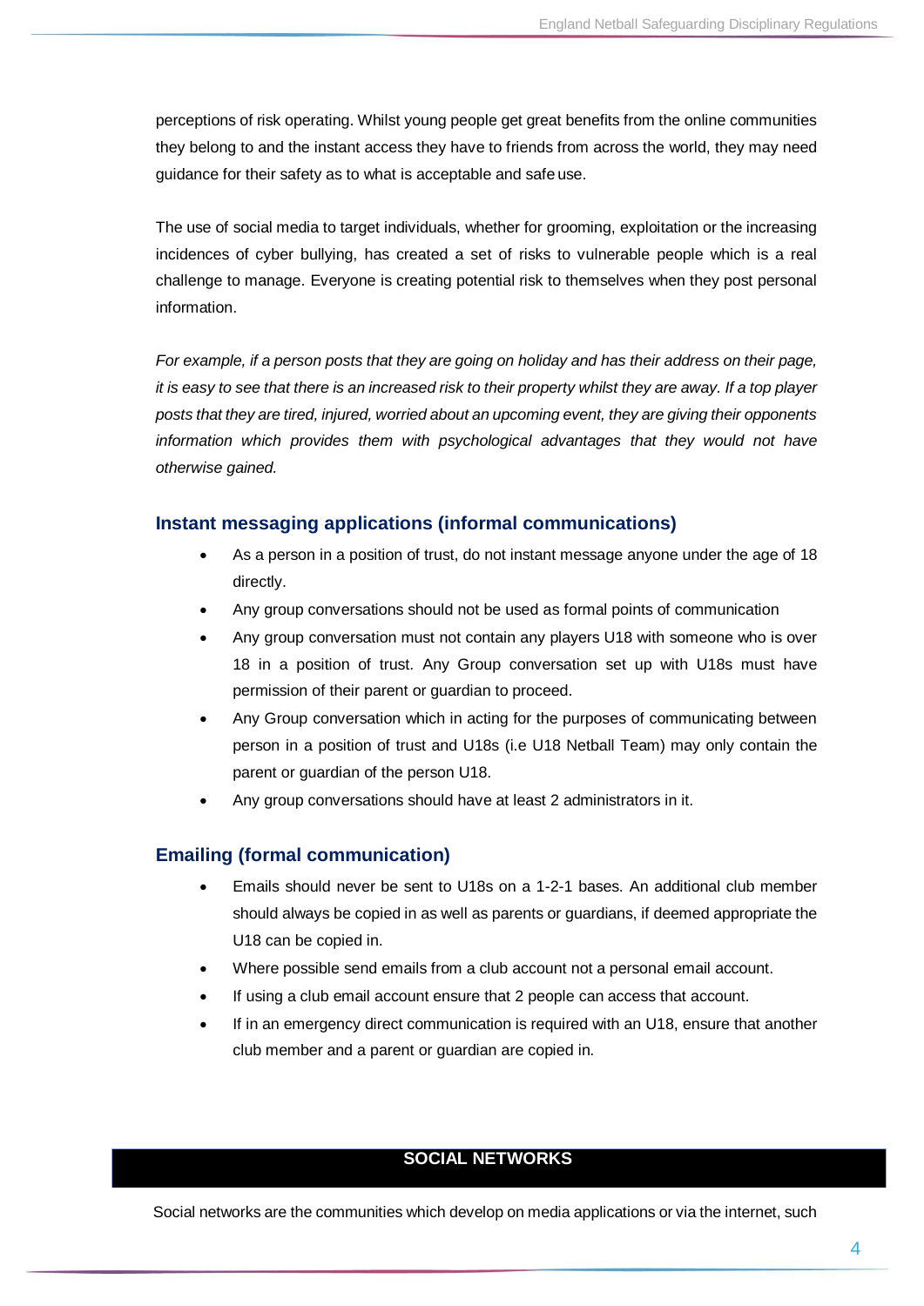perceptions of risk operating. Whilst young people get great benefits from the online communities they belong to and the instant access they have to friends from across the world, they may need guidance for their safety as to what is acceptable and safe use.

The use of social media to target individuals, whether for grooming, exploitation or the increasing incidences of cyber bullying, has created a set of risks to vulnerable people which is a real challenge to manage. Everyone is creating potential risk to themselves when they post personal information.

*For example, if a person posts that they are going on holiday and has their address on their page, it is easy to see that there is an increased risk to their property whilst they are away. If a top player posts that they are tired, injured, worried about an upcoming event, they are giving their opponents information which provides them with psychological advantages that they would not have otherwise gained.*

### Instant messaging applications (informal communications)

- As a person in a position of trust, do not instant message anyone under the age of 18 directly.
- Any group conversations should not be used as formal points of communication
- Any group conversation must not contain any players U18 with someone who is over 18 in a position of trust. Any Group conversation set up with U18s must have permission of their parent or guardian to proceed.
- Any Group conversation which in acting for the purposes of communicating between person in a position of trust and U18s (i.e U18 Netball Team) may only contain the parent or guardian of the person U18.
- Any group conversations should have at least 2 administrators in it.

### Emailing (formal communication)

- Emails should never be sent to U18s on a 1-2-1 bases. An additional club member should always be copied in as well as parents or guardians, if deemed appropriate the U18 can be copied in.
- Where possible send emails from a club account not a personal email account.
- If using a club email account ensure that 2 people can access that account.
- If in an emergency direct communication is required with an U18, ensure that another club member and a parent or guardian are copied in.

## SOCIAL NETWORKS

Social networks are the communities which develop on media applications or via the internet, such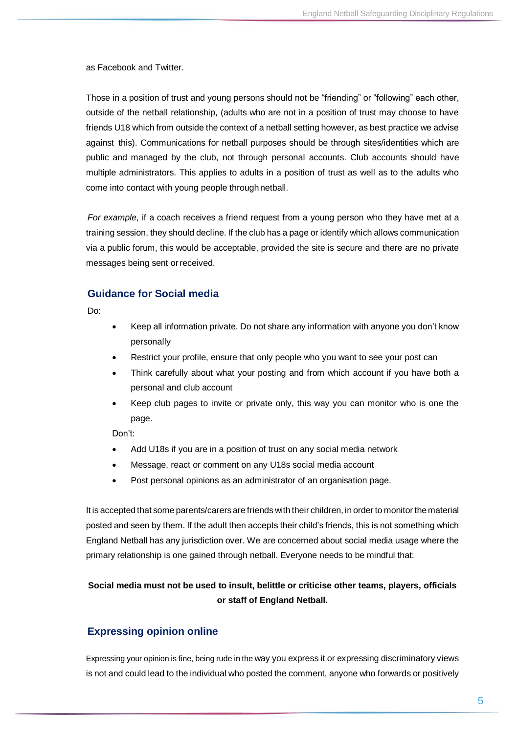as Facebook and Twitter.

Those in a position of trust and young persons should not be "friending" or "following" each other, outside of the netball relationship, (adults who are not in a position of trust may choose to have friends U18 which from outside the context of a netball setting however, as best practice we advise against this). Communications for netball purposes should be through sites/identities which are public and managed by the club, not through personal accounts. Club accounts should have multiple administrators. This applies to adults in a position of trust as well as to the adults who come into contact with young people through netball.

*For example*, if a coach receives a friend request from a young person who they have met at a training session, they should decline. If the club has a page or identify which allows communication via a public forum, this would be acceptable, provided the site is secure and there are no private messages being sent or received.

## Guidance for Social media

Do:

- Keep all information private. Do not share any information with anyone you don't know personally
- Restrict your profile, ensure that only people who you want to see your post can
- Think carefully about what your posting and from which account if you have both a personal and club account
- Keep club pages to invite or private only, this way you can monitor who is one the page.

Don't:

- Add U18s if you are in a position of trust on any social media network
- Message, react or comment on any U18s social media account
- Post personal opinions as an administrator of an organisation page.

It is accepted that some parents/carers are friends with their children, in order to monitor the material posted and seen by them. If the adult then accepts their child's friends, this is not something which England Netball has any jurisdiction over. We are concerned about social media usage where the primary relationship is one gained through netball. Everyone needs to be mindful that:

**Social media must not be used to insult, belittle or criticise other teams, players, officials or staff of England Netball.**

## Expressing opinion online

Expressing your opinion is fine, being rude in the way you express it or expressing discriminatory views is not and could lead to the individual who posted the comment, anyone who forwards or positively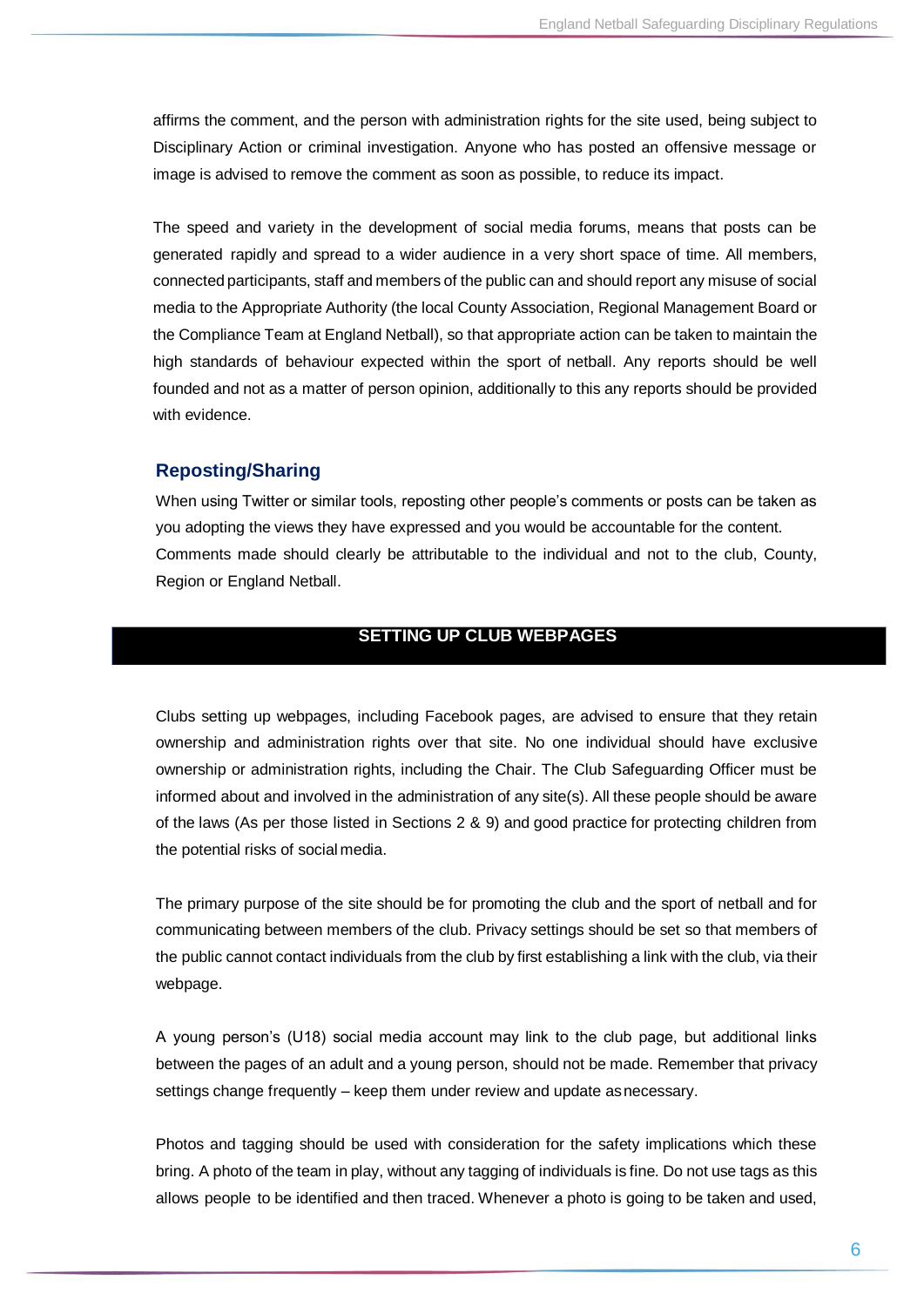affirms the comment, and the person with administration rights for the site used, being subject to Disciplinary Action or criminal investigation. Anyone who has posted an offensive message or image is advised to remove the comment as soon as possible, to reduce its impact.

The speed and variety in the development of social media forums, means that posts can be generated rapidly and spread to a wider audience in a very short space of time. All members, connected participants, staff and members of the public can and should report any misuse of social media to the Appropriate Authority (the local County Association, Regional Management Board or the Compliance Team at England Netball), so that appropriate action can be taken to maintain the high standards of behaviour expected within the sport of netball. Any reports should be well founded and not as a matter of person opinion, additionally to this any reports should be provided with evidence.

### Reposting/Sharing

When using Twitter or similar tools, reposting other people's comments or posts can be taken as you adopting the views they have expressed and you would be accountable for the content. Comments made should clearly be attributable to the individual and not to the club, County, Region or England Netball.

## SETTING UP CLUB WEBPAGES

Clubs setting up webpages, including Facebook pages, are advised to ensure that they retain ownership and administration rights over that site. No one individual should have exclusive ownership or administration rights, including the Chair. The Club Safeguarding Officer must be informed about and involved in the administration of any site(s). All these people should be aware of the laws (As per those listed in Sections 2 & 9) and good practice for protecting children from the potential risks of social media.

The primary purpose of the site should be for promoting the club and the sport of netball and for communicating between members of the club. Privacy settings should be set so that members of the public cannot contact individuals from the club by first establishing a link with the club, via their webpage.

A young person's (U18) social media account may link to the club page, but additional links between the pages of an adult and a young person, should not be made. Remember that privacy settings change frequently – keep them under review and update as necessary.

Photos and tagging should be used with consideration for the safety implications which these bring. A photo of the team in play, without any tagging of individuals is fine. Do not use tags as this allows people to be identified and then traced. Whenever a photo is going to be taken and used,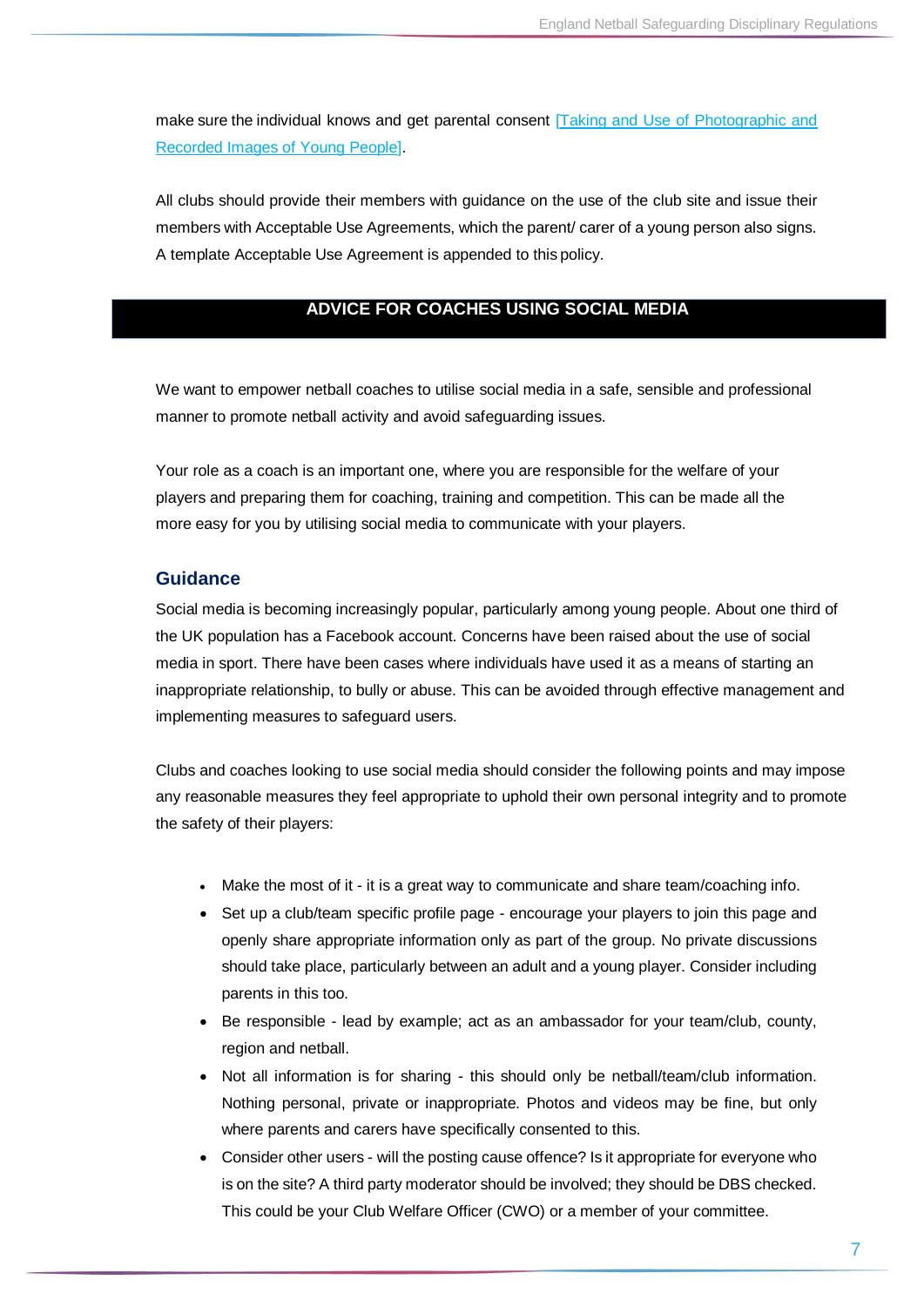make sure the individual knows and get parental consent [Taking and Use of Photographic and Recorded Images of Young People].

All clubs should provide their members with guidance on the use of the club site and issue their members with Acceptable Use Agreements, which the parent/ carer of a young person also signs. A template Acceptable Use Agreement is appended to this policy.

## ADVICE FOR COACHES USING SOCIAL MEDIA

We want to empower netball coaches to utilise social media in a safe, sensible and professional manner to promote netball activity and avoid safeguarding issues.

Your role as a coach is an important one, where you are responsible for the welfare of your players and preparing them for coaching, training and competition. This can be made all the more easy for you by utilising social media to communicate with your players.

### Guidance

Social media is becoming increasingly popular, particularly among young people. About one third of the UK population has a Facebook account. Concerns have been raised about the use of social media in sport. There have been cases where individuals have used it as a means of starting an inappropriate relationship, to bully or abuse. This can be avoided through effective management and implementing measures to safeguard users.

Clubs and coaches looking to use social media should consider the following points and may impose any reasonable measures they feel appropriate to uphold their own personal integrity and to promote the safety of their players:

- Make the most of it - it is a great way to communicate and share team/coaching info.
- Set up a club/team specific profile page - encourage your players to join this page and openly share appropriate information only as part of the group. No private discussions should take place, particularly between an adult and a young player. Consider including parents in this too.
- Be responsible - lead by example; act as an ambassador for your team/club, county, region and netball.
- Not all information is for sharing - this should only be netball/team/club information. Nothing personal, private or inappropriate. Photos and videos may be fine, but only where parents and carers have specifically consented to this.
- Consider other users - will the posting cause offence? Is it appropriate for everyone who is on the site? A third party moderator should be involved; they should be DBS checked. This could be your Club Welfare Officer (CWO) or a member of your committee.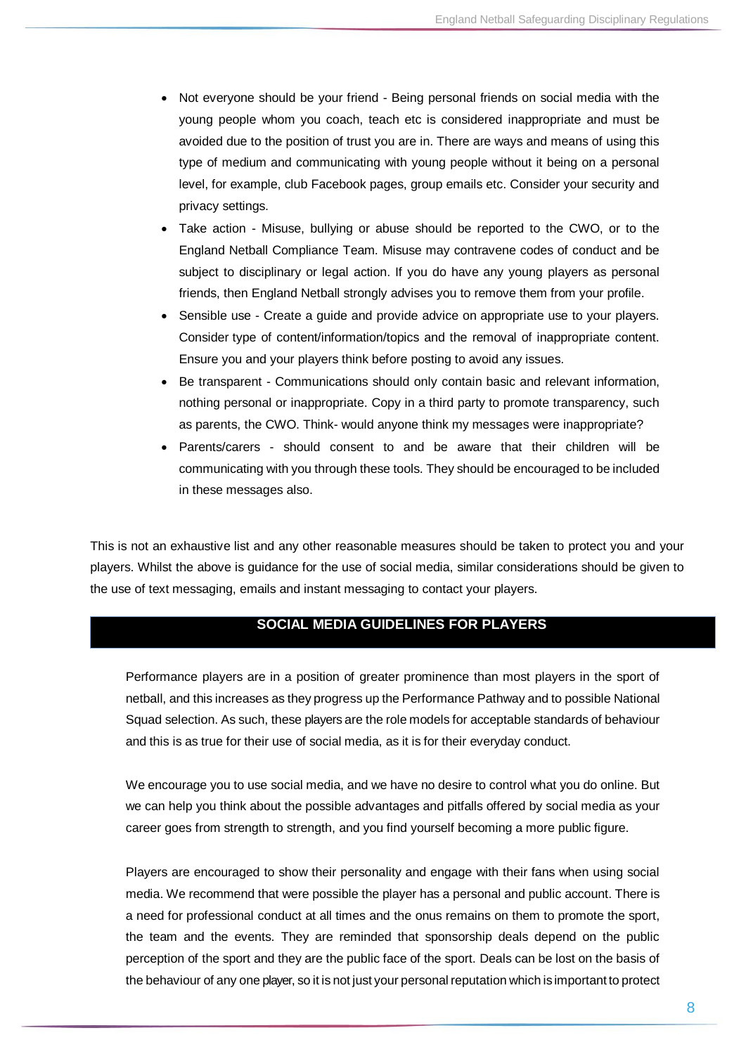- Not everyone should be your friend - Being personal friends on social media with the young people whom you coach, teach etc is considered inappropriate and must be avoided due to the position of trust you are in. There are ways and means of using this type of medium and communicating with young people without it being on a personal level, for example, club Facebook pages, group emails etc. Consider your security and privacy settings.
- Take action - Misuse, bullying or abuse should be reported to the CWO, or to the England Netball Compliance Team. Misuse may contravene codes of conduct and be subject to disciplinary or legal action. If you do have any young players as personal friends, then England Netball strongly advises you to remove them from your profile.
- Sensible use - Create a guide and provide advice on appropriate use to your players. Consider type of content/information/topics and the removal of inappropriate content. Ensure you and your players think before posting to avoid any issues.
- Be transparent - Communications should only contain basic and relevant information, nothing personal or inappropriate. Copy in a third party to promote transparency, such as parents, the CWO. Think- would anyone think my messages were inappropriate?
- Parents/carers - should consent to and be aware that their children will be communicating with you through these tools. They should be encouraged to be included in these messages also.

This is not an exhaustive list and any other reasonable measures should be taken to protect you and your players. Whilst the above is guidance for the use of social media, similar considerations should be given to the use of text messaging, emails and instant messaging to contact your players.

## SOCIAL MEDIA GUIDELINES FOR PLAYERS

Performance players are in a position of greater prominence than most players in the sport of netball, and this increases as they progress up the Performance Pathway and to possible National Squad selection. As such, these players are the role models for acceptable standards of behaviour and this is as true for their use of social media, as it is for their everyday conduct.

We encourage you to use social media, and we have no desire to control what you do online. But we can help you think about the possible advantages and pitfalls offered by social media as your career goes from strength to strength, and you find yourself becoming a more public figure.

Players are encouraged to show their personality and engage with their fans when using social media. We recommend that were possible the player has a personal and public account. There is a need for professional conduct at all times and the onus remains on them to promote the sport, the team and the events. They are reminded that sponsorship deals depend on the public perception of the sport and they are the public face of the sport. Deals can be lost on the basis of the behaviour of any one player, so it is not just your personal reputation which is important to protect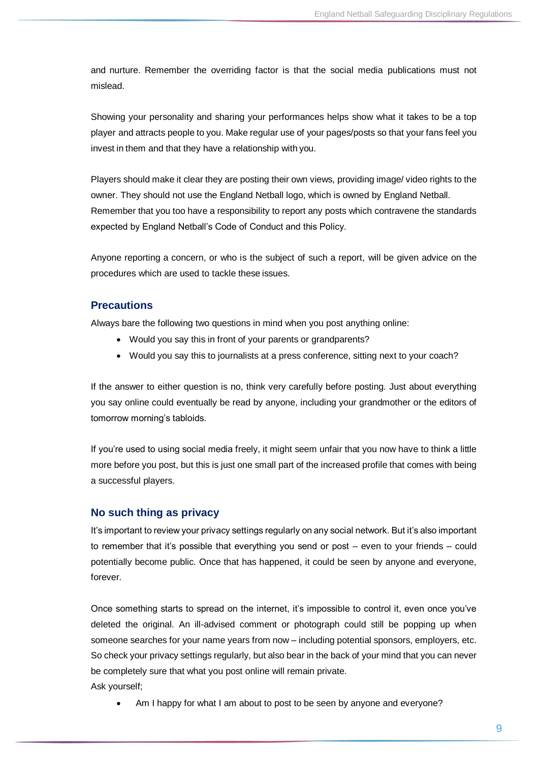and nurture. Remember the overriding factor is that the social media publications must not mislead.

Showing your personality and sharing your performances helps show what it takes to be a top player and attracts people to you. Make regular use of your pages/posts so that your fans feel you invest in them and that they have a relationship with you.

Players should make it clear they are posting their own views, providing image/ video rights to the owner. They should not use the England Netball logo, which is owned by England Netball. Remember that you too have a responsibility to report any posts which contravene the standards expected by England Netball's Code of Conduct and this Policy.

Anyone reporting a concern, or who is the subject of such a report, will be given advice on the procedures which are used to tackle these issues.

## Precautions

Always bare the following two questions in mind when you post anything online:

- Would you say this in front of your parents or grandparents?
- Would you say this to journalists at a press conference, sitting next to your coach?

If the answer to either question is no, think very carefully before posting. Just about everything you say online could eventually be read by anyone, including your grandmother or the editors of tomorrow morning's tabloids.

If you're used to using social media freely, it might seem unfair that you now have to think a little more before you post, but this is just one small part of the increased profile that comes with being a successful players.

## No such thing as privacy

It's important to review your privacy settings regularly on any social network. But it's also important to remember that it's possible that everything you send or post – even to your friends – could potentially become public. Once that has happened, it could be seen by anyone and everyone, forever.

Once something starts to spread on the internet, it's impossible to control it, even once you've deleted the original. An ill-advised comment or photograph could still be popping up when someone searches for your name years from now – including potential sponsors, employers, etc. So check your privacy settings regularly, but also bear in the back of your mind that you can never be completely sure that what you post online will remain private.

Ask yourself;

- Am I happy for what I am about to post to be seen by anyone and everyone?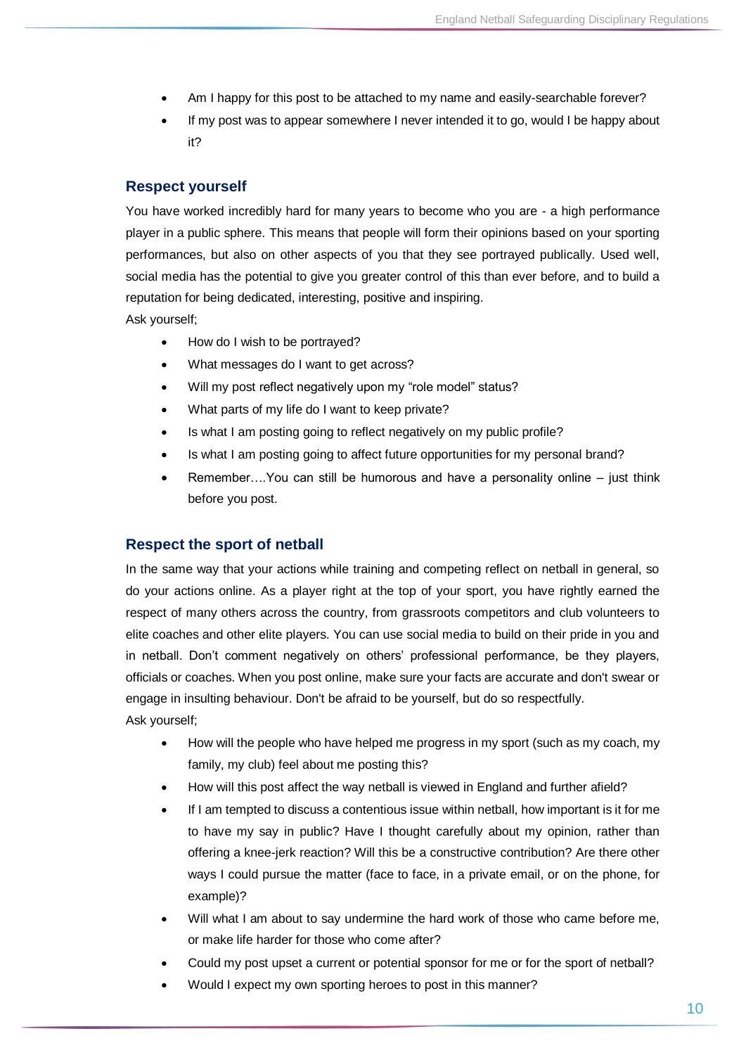- Am I happy for this post to be attached to my name and easily-searchable forever?
- If my post was to appear somewhere I never intended it to go, would I be happy about it?

## Respect yourself

You have worked incredibly hard for many years to become who you are - a high performance player in a public sphere. This means that people will form their opinions based on your sporting performances, but also on other aspects of you that they see portrayed publically. Used well, social media has the potential to give you greater control of this than ever before, and to build a reputation for being dedicated, interesting, positive and inspiring.

Ask yourself;

- How do I wish to be portrayed?
- What messages do I want to get across?
- Will my post reflect negatively upon my "role model" status?
- What parts of my life do I want to keep private?
- Is what I am posting going to reflect negatively on my public profile?
- Is what I am posting going to affect future opportunities for my personal brand?
- Remember….You can still be humorous and have a personality online – just think before you post.

## Respect the sport of netball

In the same way that your actions while training and competing reflect on netball in general, so do your actions online. As a player right at the top of your sport, you have rightly earned the respect of many others across the country, from grassroots competitors and club volunteers to elite coaches and other elite players. You can use social media to build on their pride in you and in netball. Don't comment negatively on others' professional performance, be they players, officials or coaches. When you post online, make sure your facts are accurate and don't swear or engage in insulting behaviour. Don't be afraid to be yourself, but do so respectfully.

Ask yourself;

- How will the people who have helped me progress in my sport (such as my coach, my family, my club) feel about me posting this?
- How will this post affect the way netball is viewed in England and further afield?
- If I am tempted to discuss a contentious issue within netball, how important is it for me to have my say in public? Have I thought carefully about my opinion, rather than offering a knee-jerk reaction? Will this be a constructive contribution? Are there other ways I could pursue the matter (face to face, in a private email, or on the phone, for example)?
- Will what I am about to say undermine the hard work of those who came before me, or make life harder for those who come after?
- Could my post upset a current or potential sponsor for me or for the sport of netball?
- Would I expect my own sporting heroes to post in this manner?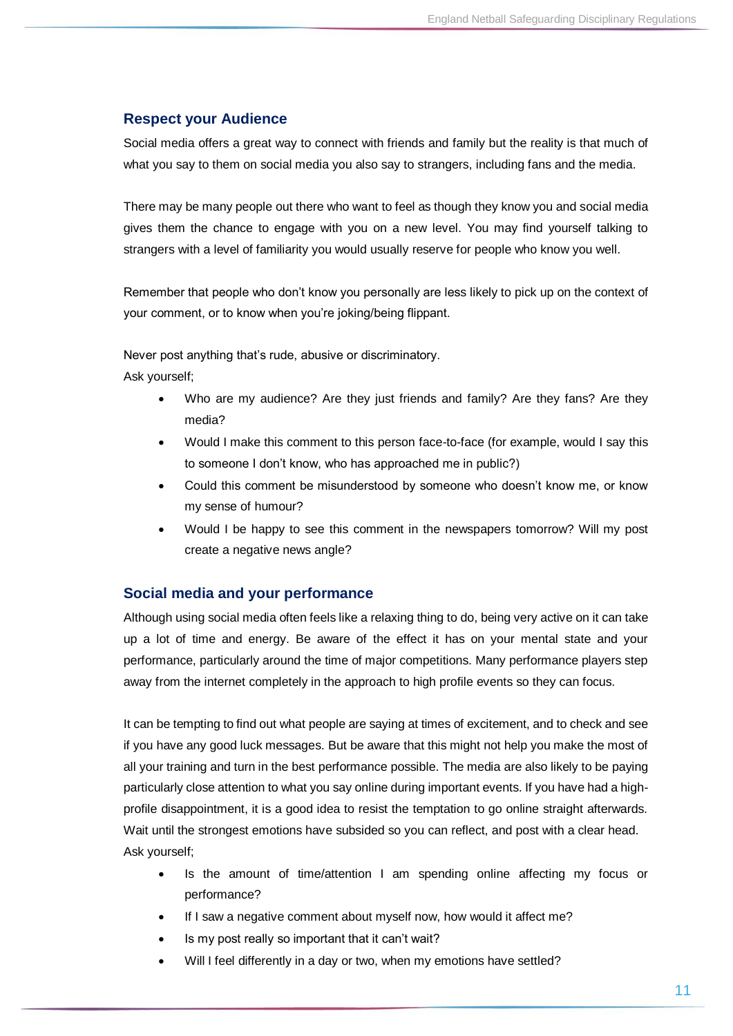## Respect your Audience

Social media offers a great way to connect with friends and family but the reality is that much of what you say to them on social media you also say to strangers, including fans and the media.

There may be many people out there who want to feel as though they know you and social media gives them the chance to engage with you on a new level. You may find yourself talking to strangers with a level of familiarity you would usually reserve for people who know you well.

Remember that people who don't know you personally are less likely to pick up on the context of your comment, or to know when you're joking/being flippant.

Never post anything that's rude, abusive or discriminatory.

Ask yourself;

- Who are my audience? Are they just friends and family? Are they fans? Are they media?
- Would I make this comment to this person face-to-face (for example, would I say this to someone I don't know, who has approached me in public?)
- Could this comment be misunderstood by someone who doesn't know me, or know my sense of humour?
- Would I be happy to see this comment in the newspapers tomorrow? Will my post create a negative news angle?

## Social media and your performance

Although using social media often feels like a relaxing thing to do, being very active on it can take up a lot of time and energy. Be aware of the effect it has on your mental state and your performance, particularly around the time of major competitions. Many performance players step away from the internet completely in the approach to high profile events so they can focus.

It can be tempting to find out what people are saying at times of excitement, and to check and see if you have any good luck messages. But be aware that this might not help you make the most of all your training and turn in the best performance possible. The media are also likely to be paying particularly close attention to what you say online during important events. If you have had a high-profile disappointment, it is a good idea to resist the temptation to go online straight afterwards. Wait until the strongest emotions have subsided so you can reflect, and post with a clear head.

Ask yourself;

- Is the amount of time/attention I am spending online affecting my focus or performance?
- If I saw a negative comment about myself now, how would it affect me?
- Is my post really so important that it can't wait?
- Will I feel differently in a day or two, when my emotions have settled?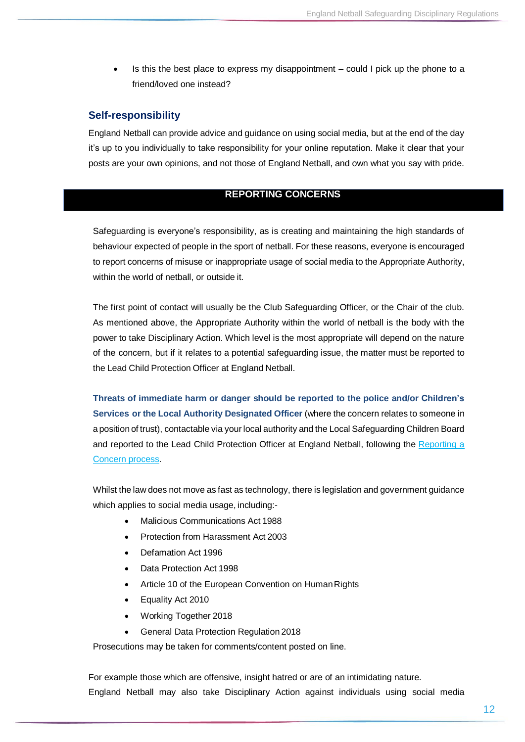- Is this the best place to express my disappointment – could I pick up the phone to a friend/loved one instead?

### Self-responsibility

England Netball can provide advice and guidance on using social media, but at the end of the day it's up to you individually to take responsibility for your online reputation. Make it clear that your posts are your own opinions, and not those of England Netball, and own what you say with pride.

## REPORTING CONCERNS

Safeguarding is everyone's responsibility, as is creating and maintaining the high standards of behaviour expected of people in the sport of netball. For these reasons, everyone is encouraged to report concerns of misuse or inappropriate usage of social media to the Appropriate Authority, within the world of netball, or outside it.

The first point of contact will usually be the Club Safeguarding Officer, or the Chair of the club. As mentioned above, the Appropriate Authority within the world of netball is the body with the power to take Disciplinary Action. Which level is the most appropriate will depend on the nature of the concern, but if it relates to a potential safeguarding issue, the matter must be reported to the Lead Child Protection Officer at England Netball.

**Threats of immediate harm or danger should be reported to the police and/or Children's Services or the Local Authority Designated Officer** (where the concern relates to someone in a position of trust), contactable via your local authority and the Local Safeguarding Children Board and reported to the Lead Child Protection Officer at England Netball, following the Reporting a Concern process.

Whilst the law does not move as fast as technology, there is legislation and government guidance which applies to social media usage, including:-

- Malicious Communications Act 1988
- Protection from Harassment Act 2003
- Defamation Act 1996
- Data Protection Act 1998
- Article 10 of the European Convention on Human Rights
- Equality Act 2010
- Working Together 2018
- General Data Protection Regulation 2018

Prosecutions may be taken for comments/content posted on line.

For example those which are offensive, insight hatred or are of an intimidating nature.
England Netball may also take Disciplinary Action against individuals using social media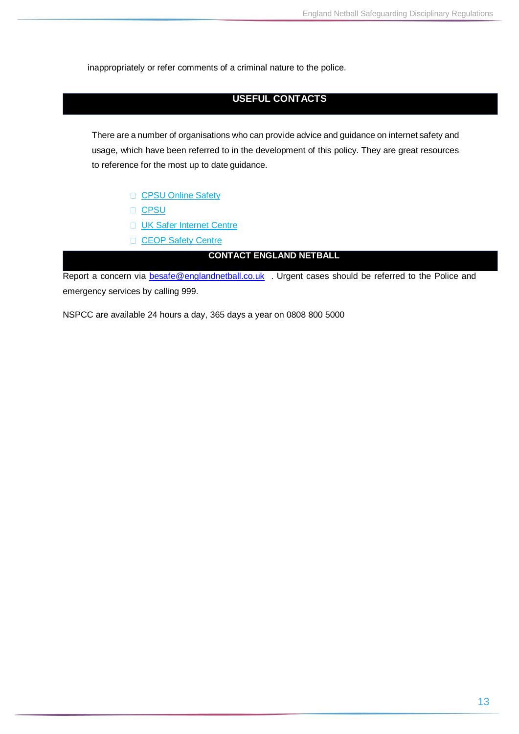inappropriately or refer comments of a criminal nature to the police.

## USEFUL CONTACTS

There are a number of organisations who can provide advice and guidance on internet safety and usage, which have been referred to in the development of this policy. They are great resources to reference for the most up to date guidance.

- CPSU Online Safety
- CPSU
- UK Safer Internet Centre
- CEOP Safety Centre

## CONTACT ENGLAND NETBALL

Report a concern via besafe@englandnetball.co.uk . Urgent cases should be referred to the Police and emergency services by calling 999.

NSPCC are available 24 hours a day, 365 days a year on 0808 800 5000